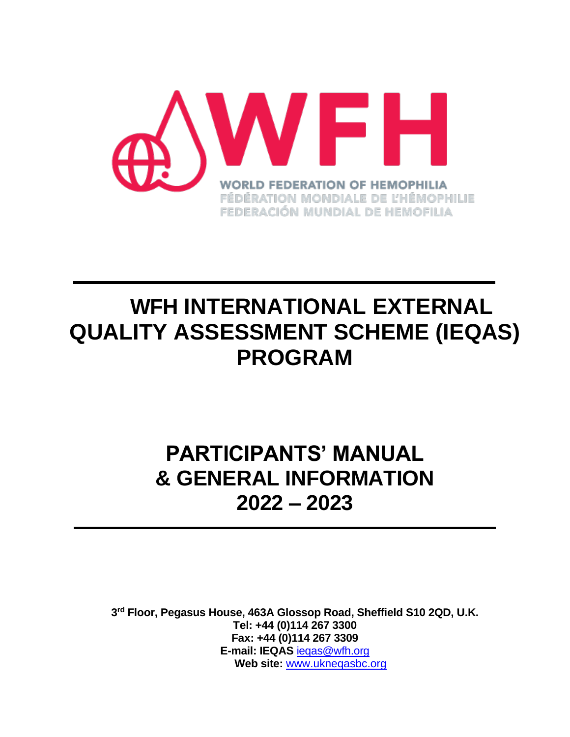WFH

WORLD FEDERATION OF HEMOPHILIA
FÉDÉRATION MONDIALE DE L'HÉMOPHILIE
FEDERACIÓN MUNDIAL DE HEMOFILIA

# WFH INTERNATIONAL EXTERNAL QUALITY ASSESSMENT SCHEME (IEQAS) PROGRAM

# PARTICIPANTS' MANUAL & GENERAL INFORMATION 2022 – 2023

**3rd Floor, Pegasus House, 463A Glossop Road, Sheffield S10 2QD, U.K.**
**Tel: +44 (0)114 267 3300**
**Fax: +44 (0)114 267 3309**
**E-mail: IEQAS** ieqas@wfh.org
**Web site:** www.ukneqasbc.org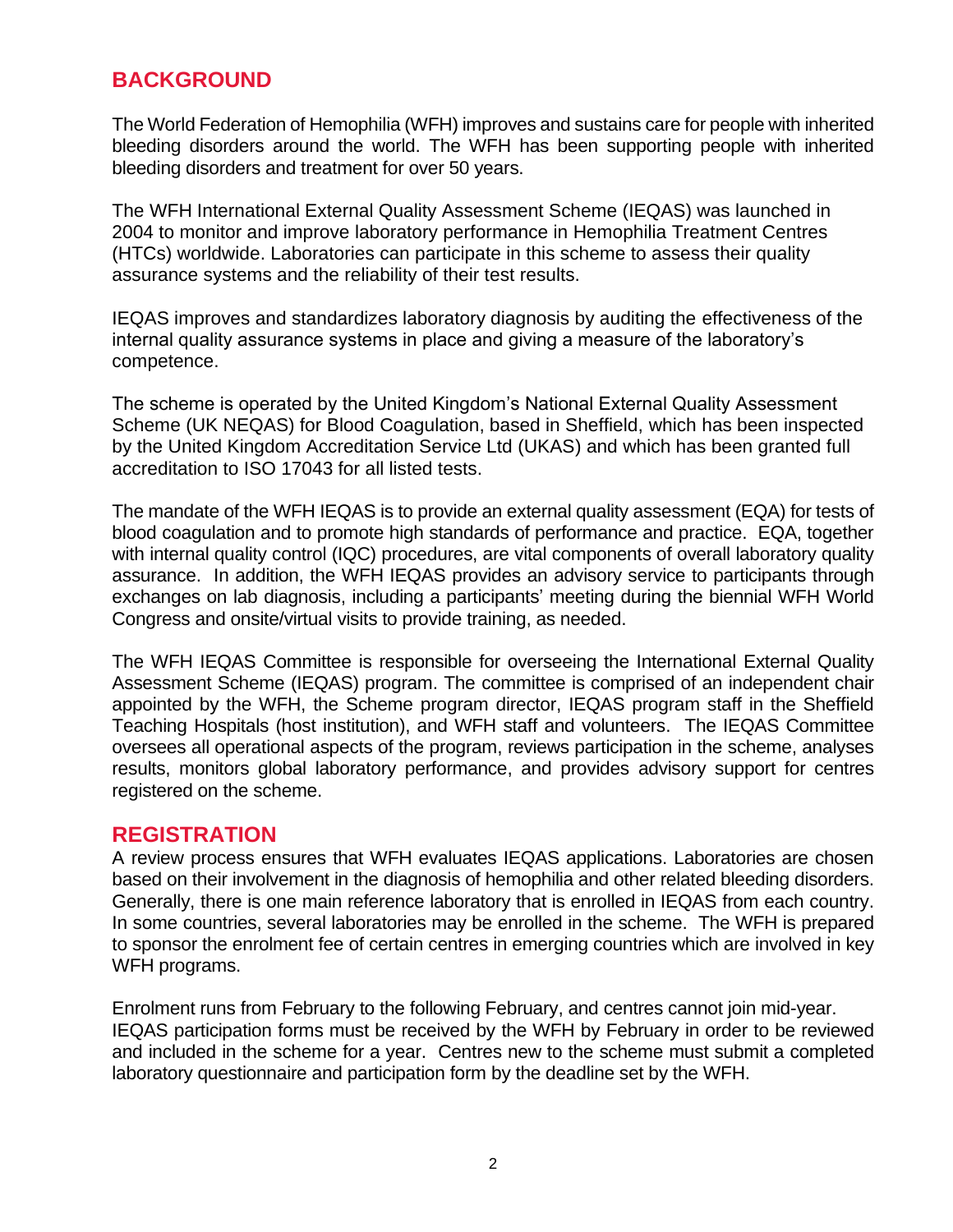## BACKGROUND

The World Federation of Hemophilia (WFH) improves and sustains care for people with inherited bleeding disorders around the world. The WFH has been supporting people with inherited bleeding disorders and treatment for over 50 years.

The WFH International External Quality Assessment Scheme (IEQAS) was launched in 2004 to monitor and improve laboratory performance in Hemophilia Treatment Centres (HTCs) worldwide. Laboratories can participate in this scheme to assess their quality assurance systems and the reliability of their test results.

IEQAS improves and standardizes laboratory diagnosis by auditing the effectiveness of the internal quality assurance systems in place and giving a measure of the laboratory's competence.

The scheme is operated by the United Kingdom's National External Quality Assessment Scheme (UK NEQAS) for Blood Coagulation, based in Sheffield, which has been inspected by the United Kingdom Accreditation Service Ltd (UKAS) and which has been granted full accreditation to ISO 17043 for all listed tests.

The mandate of the WFH IEQAS is to provide an external quality assessment (EQA) for tests of blood coagulation and to promote high standards of performance and practice. EQA, together with internal quality control (IQC) procedures, are vital components of overall laboratory quality assurance. In addition, the WFH IEQAS provides an advisory service to participants through exchanges on lab diagnosis, including a participants' meeting during the biennial WFH World Congress and onsite/virtual visits to provide training, as needed.

The WFH IEQAS Committee is responsible for overseeing the International External Quality Assessment Scheme (IEQAS) program. The committee is comprised of an independent chair appointed by the WFH, the Scheme program director, IEQAS program staff in the Sheffield Teaching Hospitals (host institution), and WFH staff and volunteers. The IEQAS Committee oversees all operational aspects of the program, reviews participation in the scheme, analyses results, monitors global laboratory performance, and provides advisory support for centres registered on the scheme.

## REGISTRATION

A review process ensures that WFH evaluates IEQAS applications. Laboratories are chosen based on their involvement in the diagnosis of hemophilia and other related bleeding disorders. Generally, there is one main reference laboratory that is enrolled in IEQAS from each country. In some countries, several laboratories may be enrolled in the scheme. The WFH is prepared to sponsor the enrolment fee of certain centres in emerging countries which are involved in key WFH programs.

Enrolment runs from February to the following February, and centres cannot join mid-year. IEQAS participation forms must be received by the WFH by February in order to be reviewed and included in the scheme for a year. Centres new to the scheme must submit a completed laboratory questionnaire and participation form by the deadline set by the WFH.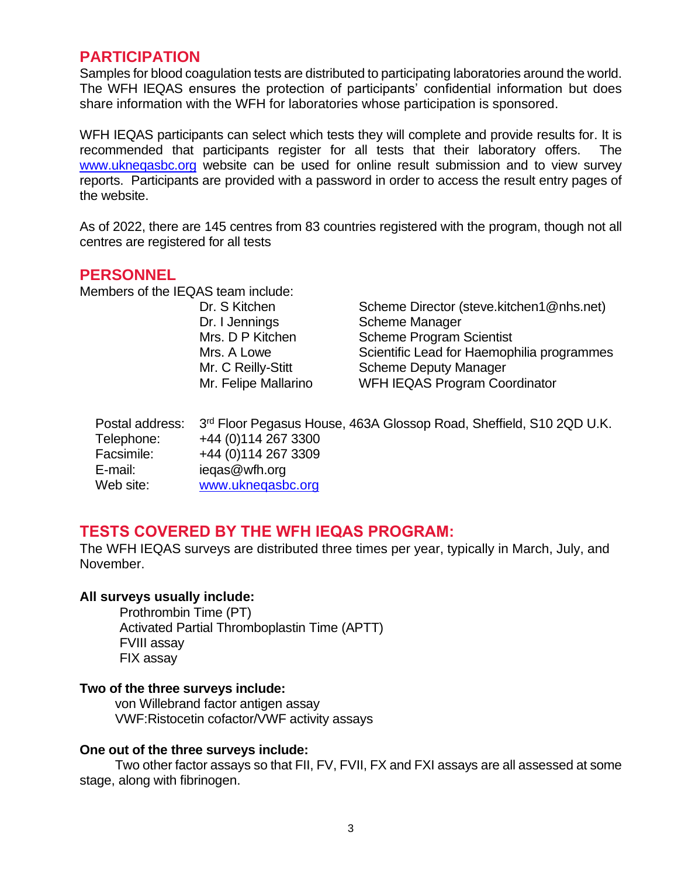## PARTICIPATION

Samples for blood coagulation tests are distributed to participating laboratories around the world. The WFH IEQAS ensures the protection of participants' confidential information but does share information with the WFH for laboratories whose participation is sponsored.

WFH IEQAS participants can select which tests they will complete and provide results for. It is recommended that participants register for all tests that their laboratory offers. The www.ukneqasbc.org website can be used for online result submission and to view survey reports. Participants are provided with a password in order to access the result entry pages of the website.

As of 2022, there are 145 centres from 83 countries registered with the program, though not all centres are registered for all tests

## PERSONNEL

Members of the IEQAS team include:

| | |
|---|---|
| Dr. S Kitchen | Scheme Director (steve.kitchen1@nhs.net) |
| Dr. I Jennings | Scheme Manager |
| Mrs. D P Kitchen | Scheme Program Scientist |
| Mrs. A Lowe | Scientific Lead for Haemophilia programmes |
| Mr. C Reilly-Stitt | Scheme Deputy Manager |
| Mr. Felipe Mallarino | WFH IEQAS Program Coordinator |

| | |
|---|---|
| Postal address: | 3rd Floor Pegasus House, 463A Glossop Road, Sheffield, S10 2QD U.K. |
| Telephone: | +44 (0)114 267 3300 |
| Facsimile: | +44 (0)114 267 3309 |
| E-mail: | ieqas@wfh.org |
| Web site: | www.ukneqasbc.org |

## TESTS COVERED BY THE WFH IEQAS PROGRAM:

The WFH IEQAS surveys are distributed three times per year, typically in March, July, and November.

**All surveys usually include:**

- Prothrombin Time (PT)
- Activated Partial Thromboplastin Time (APTT)
- FVIII assay
- FIX assay

**Two of the three surveys include:**

- von Willebrand factor antigen assay
- VWF:Ristocetin cofactor/VWF activity assays

**One out of the three surveys include:**

Two other factor assays so that FII, FV, FVII, FX and FXI assays are all assessed at some stage, along with fibrinogen.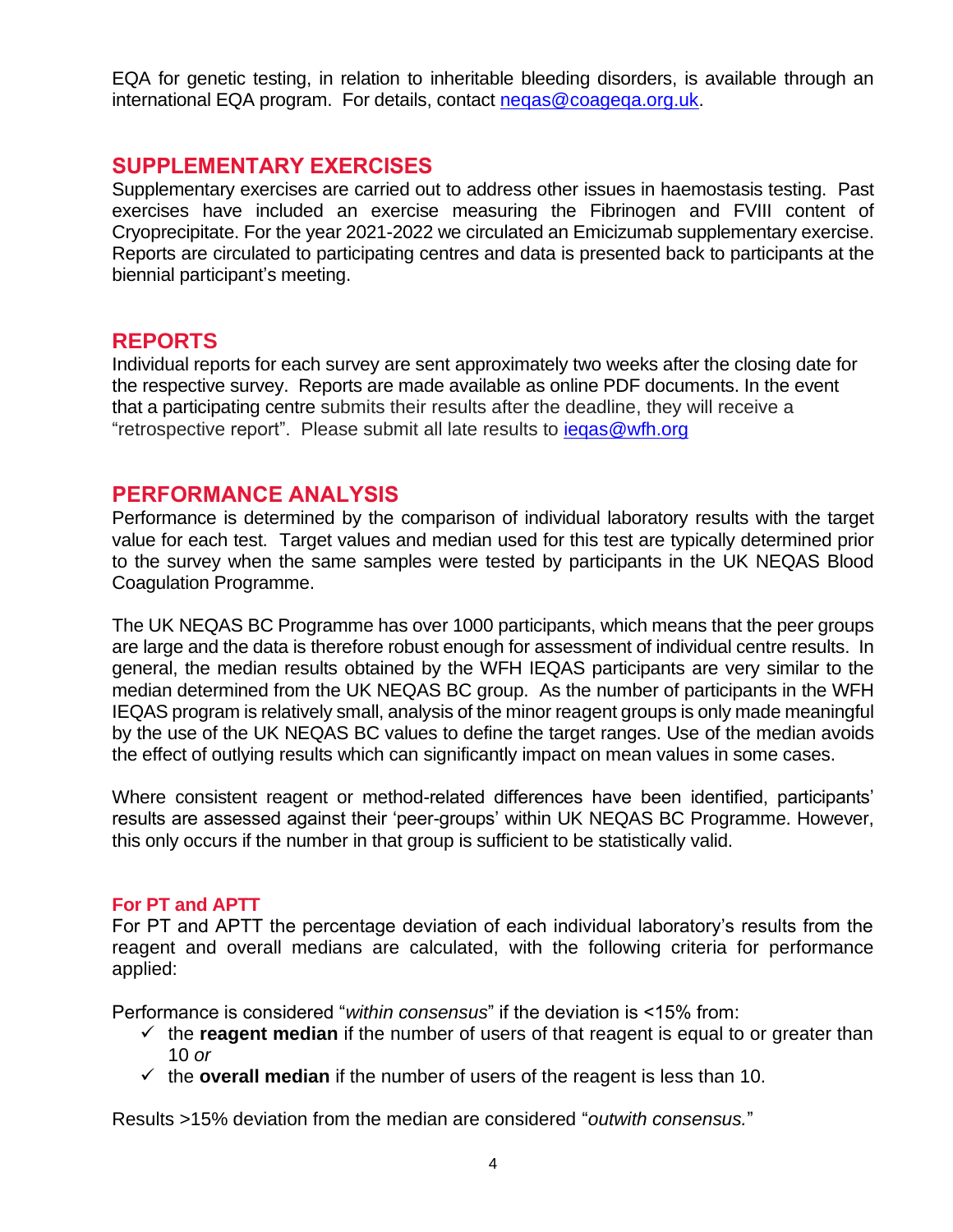EQA for genetic testing, in relation to inheritable bleeding disorders, is available through an international EQA program. For details, contact neqas@coageqa.org.uk.

## SUPPLEMENTARY EXERCISES

Supplementary exercises are carried out to address other issues in haemostasis testing. Past exercises have included an exercise measuring the Fibrinogen and FVIII content of Cryoprecipitate. For the year 2021-2022 we circulated an Emicizumab supplementary exercise. Reports are circulated to participating centres and data is presented back to participants at the biennial participant's meeting.

## REPORTS

Individual reports for each survey are sent approximately two weeks after the closing date for the respective survey. Reports are made available as online PDF documents. In the event that a participating centre submits their results after the deadline, they will receive a "retrospective report". Please submit all late results to ieqas@wfh.org

## PERFORMANCE ANALYSIS

Performance is determined by the comparison of individual laboratory results with the target value for each test. Target values and median used for this test are typically determined prior to the survey when the same samples were tested by participants in the UK NEQAS Blood Coagulation Programme.

The UK NEQAS BC Programme has over 1000 participants, which means that the peer groups are large and the data is therefore robust enough for assessment of individual centre results. In general, the median results obtained by the WFH IEQAS participants are very similar to the median determined from the UK NEQAS BC group. As the number of participants in the WFH IEQAS program is relatively small, analysis of the minor reagent groups is only made meaningful by the use of the UK NEQAS BC values to define the target ranges. Use of the median avoids the effect of outlying results which can significantly impact on mean values in some cases.

Where consistent reagent or method-related differences have been identified, participants' results are assessed against their 'peer-groups' within UK NEQAS BC Programme. However, this only occurs if the number in that group is sufficient to be statistically valid.

### For PT and APTT

For PT and APTT the percentage deviation of each individual laboratory's results from the reagent and overall medians are calculated, with the following criteria for performance applied:

Performance is considered "*within consensus*" if the deviation is <15% from:

- ✓ the **reagent median** if the number of users of that reagent is equal to or greater than 10 *or*
- ✓ the **overall median** if the number of users of the reagent is less than 10.

Results >15% deviation from the median are considered "*outwith consensus.*"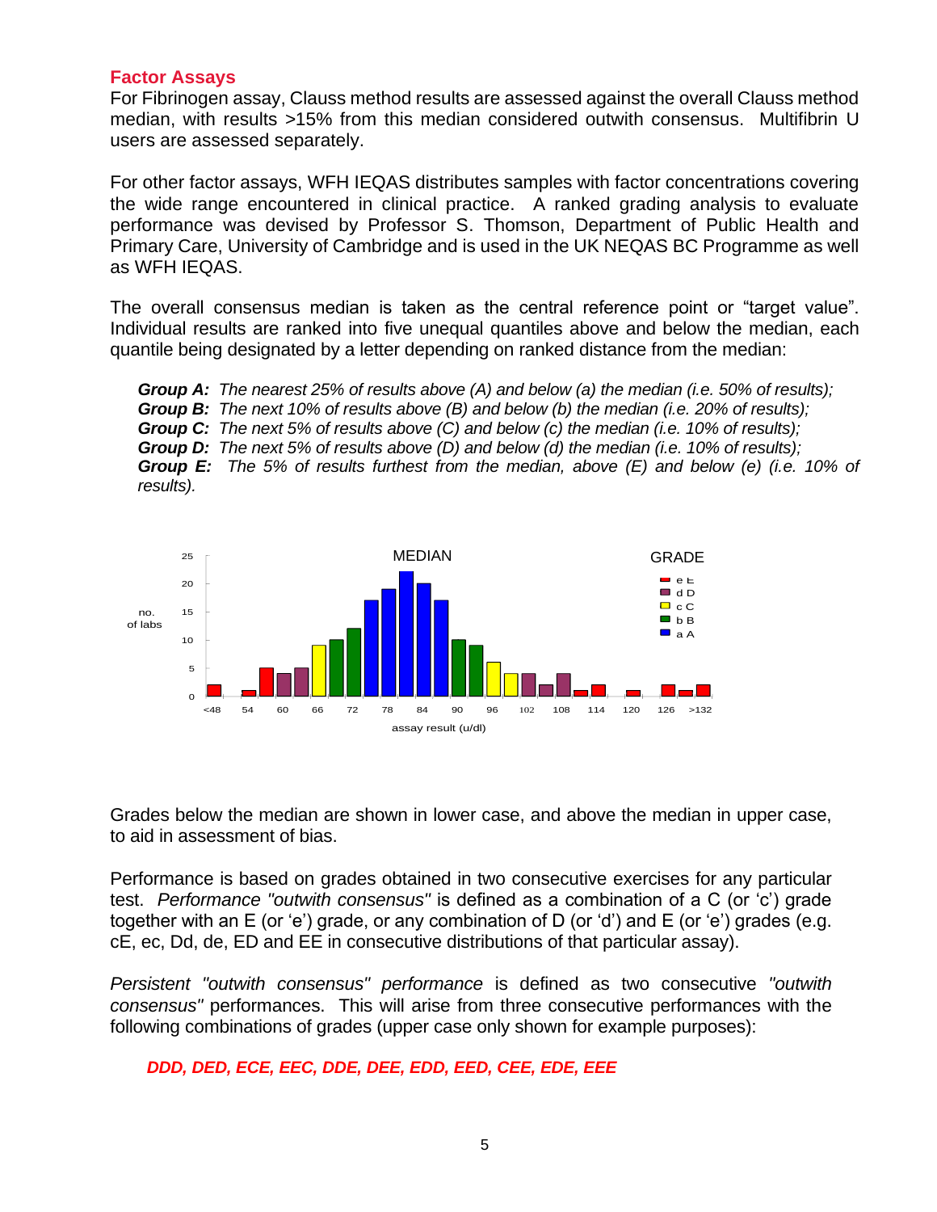## Factor Assays

For Fibrinogen assay, Clauss method results are assessed against the overall Clauss method median, with results >15% from this median considered outwith consensus. Multifibrin U users are assessed separately.

For other factor assays, WFH IEQAS distributes samples with factor concentrations covering the wide range encountered in clinical practice. A ranked grading analysis to evaluate performance was devised by Professor S. Thomson, Department of Public Health and Primary Care, University of Cambridge and is used in the UK NEQAS BC Programme as well as WFH IEQAS.

The overall consensus median is taken as the central reference point or "target value". Individual results are ranked into five unequal quantiles above and below the median, each quantile being designated by a letter depending on ranked distance from the median:

> ***Group A:*** *The nearest 25% of results above (A) and below (a) the median (i.e. 50% of results);*
> ***Group B:*** *The next 10% of results above (B) and below (b) the median (i.e. 20% of results);*
> ***Group C:*** *The next 5% of results above (C) and below (c) the median (i.e. 10% of results);*
> ***Group D:*** *The next 5% of results above (D) and below (d) the median (i.e. 10% of results);*
> ***Group E:*** *The 5% of results furthest from the median, above (E) and below (e) (i.e. 10% of results).*

Grades below the median are shown in lower case, and above the median in upper case, to aid in assessment of bias.

Performance is based on grades obtained in two consecutive exercises for any particular test. *Performance "outwith consensus"* is defined as a combination of a C (or 'c') grade together with an E (or 'e') grade, or any combination of D (or 'd') and E (or 'e') grades (e.g. cE, ec, Dd, de, ED and EE in consecutive distributions of that particular assay).

*Persistent "outwith consensus" performance* is defined as two consecutive *"outwith consensus"* performances. This will arise from three consecutive performances with the following combinations of grades (upper case only shown for example purposes):

***DDD, DED, ECE, EEC, DDE, DEE, EDD, EED, CEE, EDE, EEE***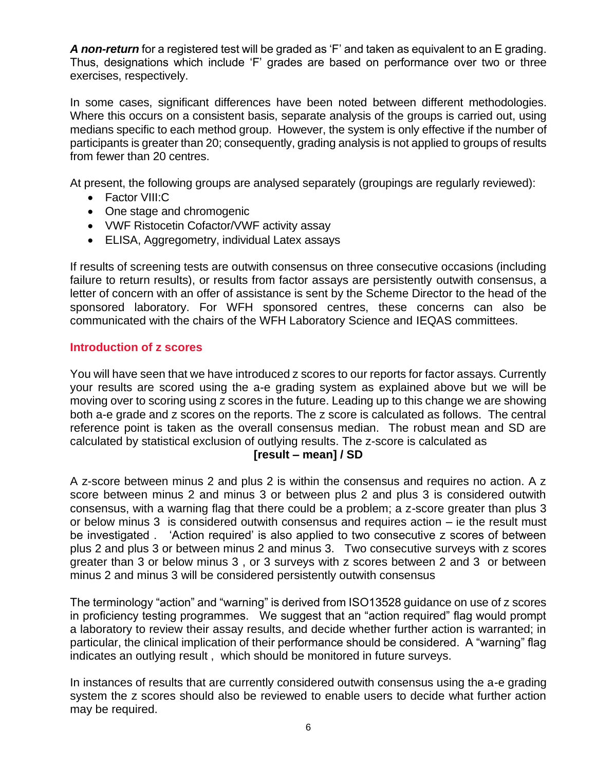***A non-return*** for a registered test will be graded as 'F' and taken as equivalent to an E grading. Thus, designations which include 'F' grades are based on performance over two or three exercises, respectively.

In some cases, significant differences have been noted between different methodologies. Where this occurs on a consistent basis, separate analysis of the groups is carried out, using medians specific to each method group. However, the system is only effective if the number of participants is greater than 20; consequently, grading analysis is not applied to groups of results from fewer than 20 centres.

At present, the following groups are analysed separately (groupings are regularly reviewed):

- Factor VIII:C
- One stage and chromogenic
- VWF Ristocetin Cofactor/VWF activity assay
- ELISA, Aggregometry, individual Latex assays

If results of screening tests are outwith consensus on three consecutive occasions (including failure to return results), or results from factor assays are persistently outwith consensus, a letter of concern with an offer of assistance is sent by the Scheme Director to the head of the sponsored laboratory. For WFH sponsored centres, these concerns can also be communicated with the chairs of the WFH Laboratory Science and IEQAS committees.

## Introduction of z scores

You will have seen that we have introduced z scores to our reports for factor assays. Currently your results are scored using the a-e grading system as explained above but we will be moving over to scoring using z scores in the future. Leading up to this change we are showing both a-e grade and z scores on the reports. The z score is calculated as follows. The central reference point is taken as the overall consensus median. The robust mean and SD are calculated by statistical exclusion of outlying results. The z-score is calculated as

**[result – mean] / SD**

A z-score between minus 2 and plus 2 is within the consensus and requires no action. A z score between minus 2 and minus 3 or between plus 2 and plus 3 is considered outwith consensus, with a warning flag that there could be a problem; a z-score greater than plus 3 or below minus 3 is considered outwith consensus and requires action – ie the result must be investigated . 'Action required' is also applied to two consecutive z scores of between plus 2 and plus 3 or between minus 2 and minus 3. Two consecutive surveys with z scores greater than 3 or below minus 3 , or 3 surveys with z scores between 2 and 3 or between minus 2 and minus 3 will be considered persistently outwith consensus

The terminology "action" and "warning" is derived from ISO13528 guidance on use of z scores in proficiency testing programmes. We suggest that an "action required" flag would prompt a laboratory to review their assay results, and decide whether further action is warranted; in particular, the clinical implication of their performance should be considered. A "warning" flag indicates an outlying result , which should be monitored in future surveys.

In instances of results that are currently considered outwith consensus using the a-e grading system the z scores should also be reviewed to enable users to decide what further action may be required.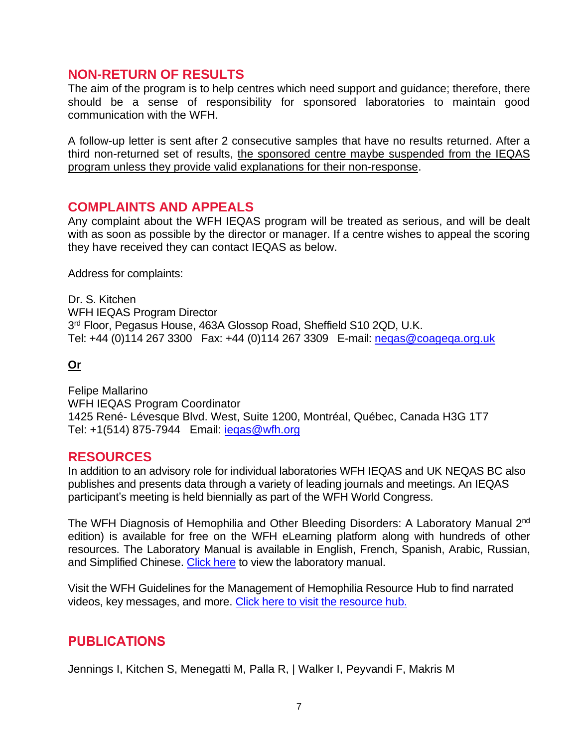## NON-RETURN OF RESULTS

The aim of the program is to help centres which need support and guidance; therefore, there should be a sense of responsibility for sponsored laboratories to maintain good communication with the WFH.

A follow-up letter is sent after 2 consecutive samples that have no results returned. After a third non-returned set of results, <u>the sponsored centre maybe suspended from the IEQAS program unless they provide valid explanations for their non-response</u>.

## COMPLAINTS AND APPEALS

Any complaint about the WFH IEQAS program will be treated as serious, and will be dealt with as soon as possible by the director or manager. If a centre wishes to appeal the scoring they have received they can contact IEQAS as below.

Address for complaints:

Dr. S. Kitchen
WFH IEQAS Program Director
3rd Floor, Pegasus House, 463A Glossop Road, Sheffield S10 2QD, U.K.
Tel: +44 (0)114 267 3300 Fax: +44 (0)114 267 3309 E-mail: [neqas@coageqa.org.uk](mailto:neqas@coageqa.org.uk)

**<u>Or</u>**

Felipe Mallarino
WFH IEQAS Program Coordinator
1425 René- Lévesque Blvd. West, Suite 1200, Montréal, Québec, Canada H3G 1T7
Tel: +1(514) 875-7944 Email: [ieqas@wfh.org](mailto:ieqas@wfh.org)

## RESOURCES

In addition to an advisory role for individual laboratories WFH IEQAS and UK NEQAS BC also publishes and presents data through a variety of leading journals and meetings. An IEQAS participant's meeting is held biennially as part of the WFH World Congress.

The WFH Diagnosis of Hemophilia and Other Bleeding Disorders: A Laboratory Manual 2nd edition) is available for free on the WFH eLearning platform along with hundreds of other resources. The Laboratory Manual is available in English, French, Spanish, Arabic, Russian, and Simplified Chinese. Click here to view the laboratory manual.

Visit the WFH Guidelines for the Management of Hemophilia Resource Hub to find narrated videos, key messages, and more. Click here to visit the resource hub.

## PUBLICATIONS

Jennings I, Kitchen S, Menegatti M, Palla R, | Walker I, Peyvandi F, Makris M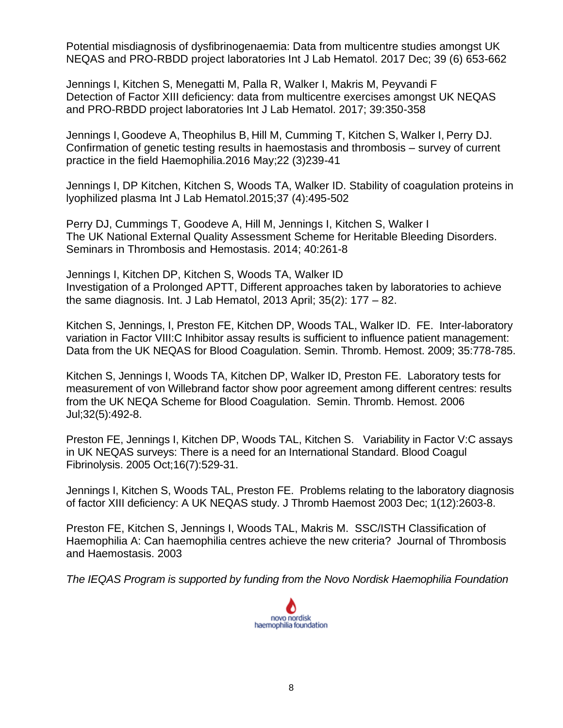Potential misdiagnosis of dysfibrinogenaemia: Data from multicentre studies amongst UK NEQAS and PRO-RBDD project laboratories Int J Lab Hematol. 2017 Dec; 39 (6) 653-662

Jennings I, Kitchen S, Menegatti M, Palla R, Walker I, Makris M, Peyvandi F
Detection of Factor XIII deficiency: data from multicentre exercises amongst UK NEQAS and PRO-RBDD project laboratories Int J Lab Hematol. 2017; 39:350-358

Jennings I, Goodeve A, Theophilus B, Hill M, Cumming T, Kitchen S, Walker I, Perry DJ. Confirmation of genetic testing results in haemostasis and thrombosis – survey of current practice in the field Haemophilia.2016 May;22 (3)239-41

Jennings I, DP Kitchen, Kitchen S, Woods TA, Walker ID. Stability of coagulation proteins in lyophilized plasma Int J Lab Hematol.2015;37 (4):495-502

Perry DJ, Cummings T, Goodeve A, Hill M, Jennings I, Kitchen S, Walker I
The UK National External Quality Assessment Scheme for Heritable Bleeding Disorders. Seminars in Thrombosis and Hemostasis. 2014; 40:261-8

Jennings I, Kitchen DP, Kitchen S, Woods TA, Walker ID
Investigation of a Prolonged APTT, Different approaches taken by laboratories to achieve the same diagnosis. Int. J Lab Hematol, 2013 April; 35(2): 177 – 82.

Kitchen S, Jennings, I, Preston FE, Kitchen DP, Woods TAL, Walker ID. FE. Inter-laboratory variation in Factor VIII:C Inhibitor assay results is sufficient to influence patient management: Data from the UK NEQAS for Blood Coagulation. Semin. Thromb. Hemost. 2009; 35:778-785.

Kitchen S, Jennings I, Woods TA, Kitchen DP, Walker ID, Preston FE. Laboratory tests for measurement of von Willebrand factor show poor agreement among different centres: results from the UK NEQA Scheme for Blood Coagulation. Semin. Thromb. Hemost. 2006 Jul;32(5):492-8.

Preston FE, Jennings I, Kitchen DP, Woods TAL, Kitchen S. Variability in Factor V:C assays in UK NEQAS surveys: There is a need for an International Standard. Blood Coagul Fibrinolysis. 2005 Oct;16(7):529-31.

Jennings I, Kitchen S, Woods TAL, Preston FE. Problems relating to the laboratory diagnosis of factor XIII deficiency: A UK NEQAS study. J Thromb Haemost 2003 Dec; 1(12):2603-8.

Preston FE, Kitchen S, Jennings I, Woods TAL, Makris M. SSC/ISTH Classification of Haemophilia A: Can haemophilia centres achieve the new criteria? Journal of Thrombosis and Haemostasis. 2003

*The IEQAS Program is supported by funding from the Novo Nordisk Haemophilia Foundation*

novo nordisk
haemophilia foundation